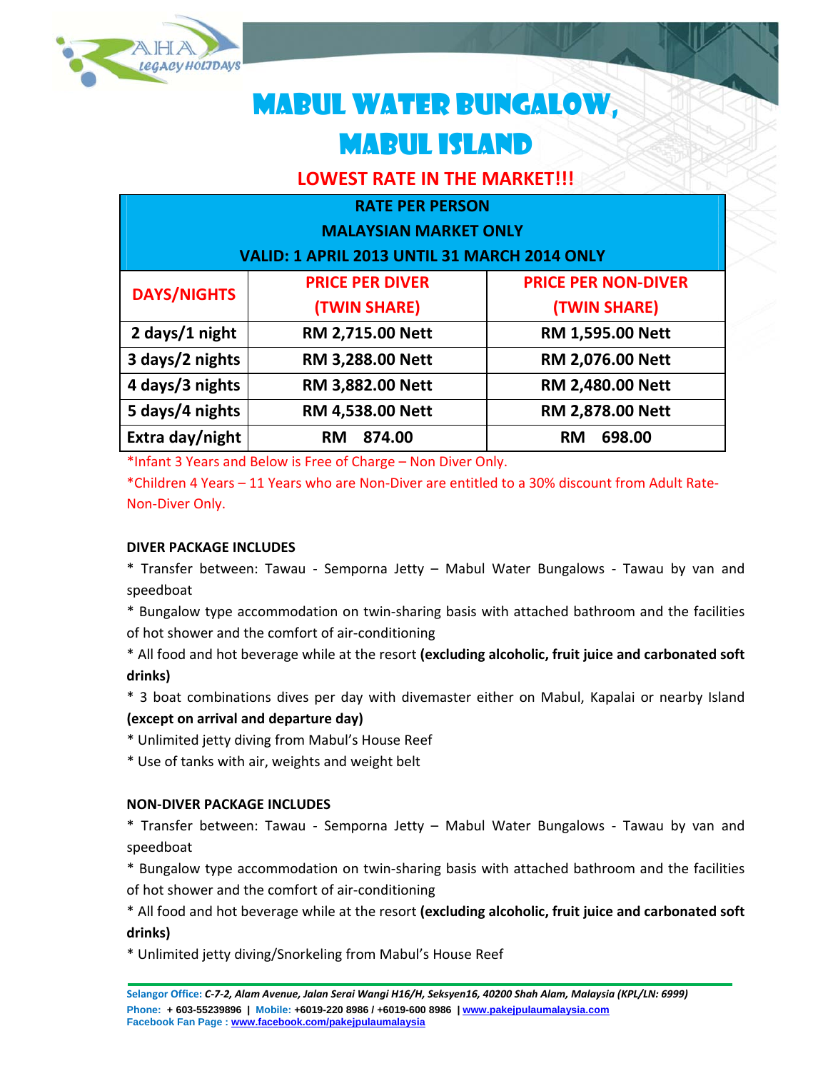# MABUL WATER BUNGALOW, MABUL ISLAND

## LOWEST RATE IN THE MARKET!!!

| RATE PER PERSON<br>MALAYSIAN MARKET ONLY<br>VALID: 1 APRIL 2013 UNTIL 31 MARCH 2014 ONLY | | |
|---|---|---|
| **DAYS/NIGHTS** | **PRICE PER DIVER (TWIN SHARE)** | **PRICE PER NON-DIVER (TWIN SHARE)** |
| 2 days/1 night | RM 2,715.00 Nett | RM 1,595.00 Nett |
| 3 days/2 nights | RM 3,288.00 Nett | RM 2,076.00 Nett |
| 4 days/3 nights | RM 3,882.00 Nett | RM 2,480.00 Nett |
| 5 days/4 nights | RM 4,538.00 Nett | RM 2,878.00 Nett |
| Extra day/night | RM 874.00 | RM 698.00 |

*Infant 3 Years and Below is Free of Charge – Non Diver Only.

*Children 4 Years – 11 Years who are Non-Diver are entitled to a 30% discount from Adult Rate-Non-Diver Only.

**DIVER PACKAGE INCLUDES**

* Transfer between: Tawau - Semporna Jetty – Mabul Water Bungalows - Tawau by van and speedboat
* Bungalow type accommodation on twin-sharing basis with attached bathroom and the facilities of hot shower and the comfort of air-conditioning
* All food and hot beverage while at the resort **(excluding alcoholic, fruit juice and carbonated soft drinks)**
* 3 boat combinations dives per day with divemaster either on Mabul, Kapalai or nearby Island **(except on arrival and departure day)**
* Unlimited jetty diving from Mabul's House Reef
* Use of tanks with air, weights and weight belt

**NON-DIVER PACKAGE INCLUDES**

* Transfer between: Tawau - Semporna Jetty – Mabul Water Bungalows - Tawau by van and speedboat
* Bungalow type accommodation on twin-sharing basis with attached bathroom and the facilities of hot shower and the comfort of air-conditioning
* All food and hot beverage while at the resort **(excluding alcoholic, fruit juice and carbonated soft drinks)**
* Unlimited jetty diving/Snorkeling from Mabul's House Reef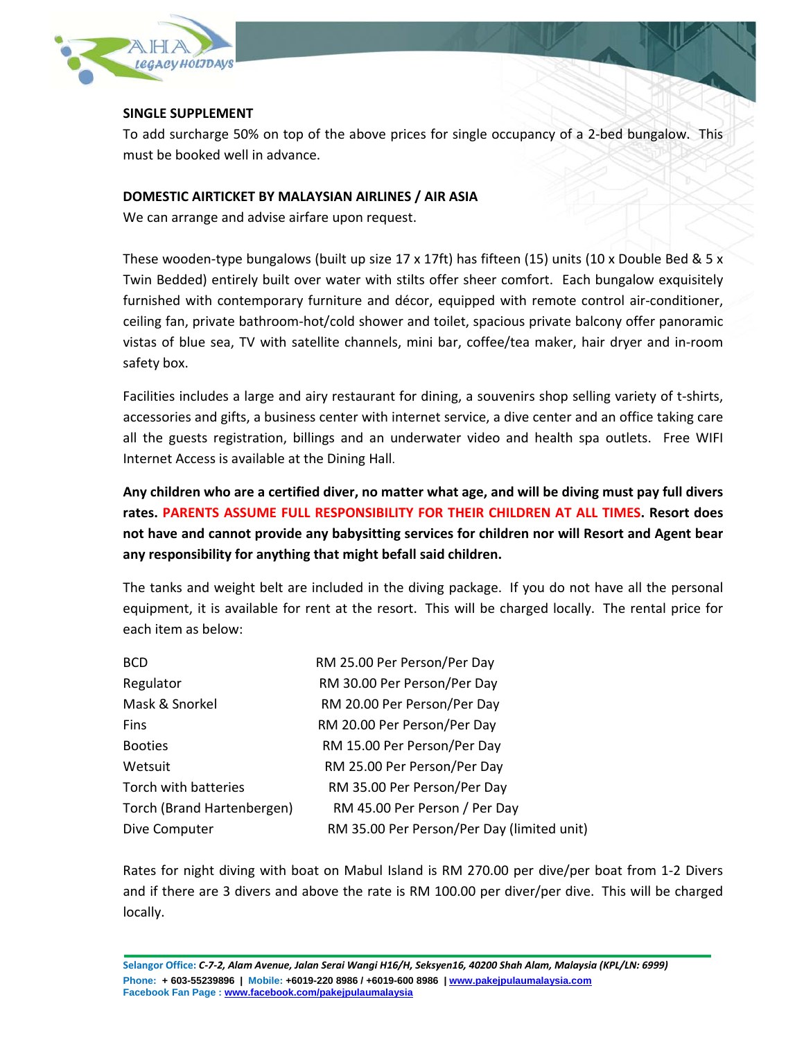**SINGLE SUPPLEMENT**

To add surcharge 50% on top of the above prices for single occupancy of a 2-bed bungalow. This must be booked well in advance.

**DOMESTIC AIRTICKET BY MALAYSIAN AIRLINES / AIR ASIA**

We can arrange and advise airfare upon request.

These wooden-type bungalows (built up size 17 x 17ft) has fifteen (15) units (10 x Double Bed & 5 x Twin Bedded) entirely built over water with stilts offer sheer comfort. Each bungalow exquisitely furnished with contemporary furniture and décor, equipped with remote control air-conditioner, ceiling fan, private bathroom-hot/cold shower and toilet, spacious private balcony offer panoramic vistas of blue sea, TV with satellite channels, mini bar, coffee/tea maker, hair dryer and in-room safety box.

Facilities includes a large and airy restaurant for dining, a souvenirs shop selling variety of t-shirts, accessories and gifts, a business center with internet service, a dive center and an office taking care all the guests registration, billings and an underwater video and health spa outlets. Free WIFI Internet Access is available at the Dining Hall.

**Any children who are a certified diver, no matter what age, and will be diving must pay full divers rates. PARENTS ASSUME FULL RESPONSIBILITY FOR THEIR CHILDREN AT ALL TIMES. Resort does not have and cannot provide any babysitting services for children nor will Resort and Agent bear any responsibility for anything that might befall said children.**

The tanks and weight belt are included in the diving package. If you do not have all the personal equipment, it is available for rent at the resort. This will be charged locally. The rental price for each item as below:

| | |
|---|---|
| BCD | RM 25.00 Per Person/Per Day |
| Regulator | RM 30.00 Per Person/Per Day |
| Mask & Snorkel | RM 20.00 Per Person/Per Day |
| Fins | RM 20.00 Per Person/Per Day |
| Booties | RM 15.00 Per Person/Per Day |
| Wetsuit | RM 25.00 Per Person/Per Day |
| Torch with batteries | RM 35.00 Per Person/Per Day |
| Torch (Brand Hartenbergen) | RM 45.00 Per Person / Per Day |
| Dive Computer | RM 35.00 Per Person/Per Day (limited unit) |

Rates for night diving with boat on Mabul Island is RM 270.00 per dive/per boat from 1-2 Divers and if there are 3 divers and above the rate is RM 100.00 per diver/per dive. This will be charged locally.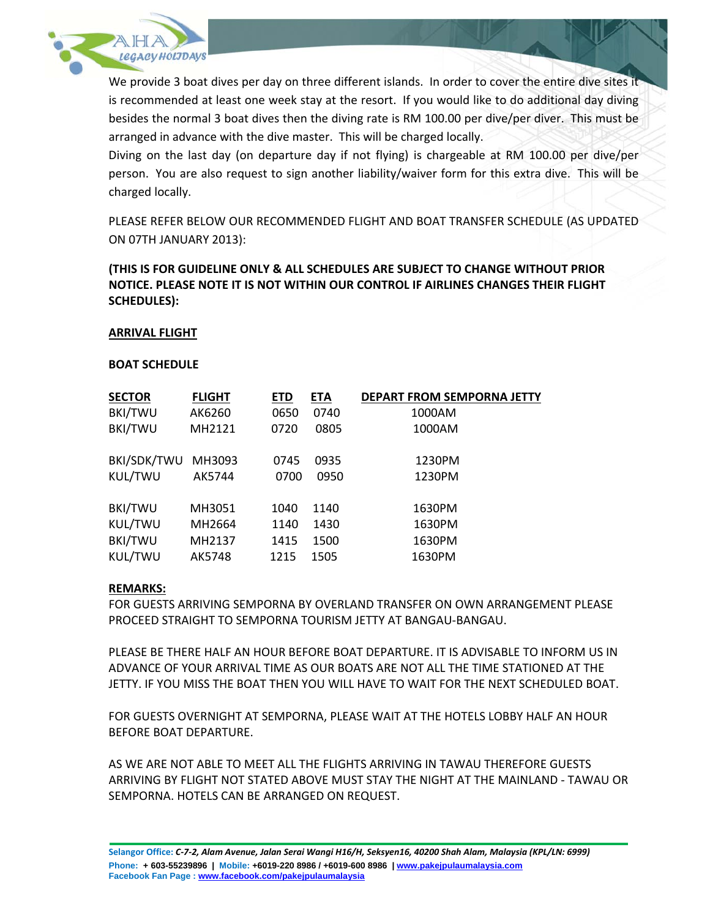We provide 3 boat dives per day on three different islands. In order to cover the entire dive sites it is recommended at least one week stay at the resort. If you would like to do additional day diving besides the normal 3 boat dives then the diving rate is RM 100.00 per dive/per diver. This must be arranged in advance with the dive master. This will be charged locally.

Diving on the last day (on departure day if not flying) is chargeable at RM 100.00 per dive/per person. You are also request to sign another liability/waiver form for this extra dive. This will be charged locally.

PLEASE REFER BELOW OUR RECOMMENDED FLIGHT AND BOAT TRANSFER SCHEDULE (AS UPDATED ON 07TH JANUARY 2013):

**(THIS IS FOR GUIDELINE ONLY & ALL SCHEDULES ARE SUBJECT TO CHANGE WITHOUT PRIOR NOTICE. PLEASE NOTE IT IS NOT WITHIN OUR CONTROL IF AIRLINES CHANGES THEIR FLIGHT SCHEDULES):**

**ARRIVAL FLIGHT**

**BOAT SCHEDULE**

| SECTOR | FLIGHT | ETD | ETA | DEPART FROM SEMPORNA JETTY |
|---|---|---|---|---|
| BKI/TWU | AK6260 | 0650 | 0740 | 1000AM |
| BKI/TWU | MH2121 | 0720 | 0805 | 1000AM |
| BKI/SDK/TWU | MH3093 | 0745 | 0935 | 1230PM |
| KUL/TWU | AK5744 | 0700 | 0950 | 1230PM |
| BKI/TWU | MH3051 | 1040 | 1140 | 1630PM |
| KUL/TWU | MH2664 | 1140 | 1430 | 1630PM |
| BKI/TWU | MH2137 | 1415 | 1500 | 1630PM |
| KUL/TWU | AK5748 | 1215 | 1505 | 1630PM |

**REMARKS:**

FOR GUESTS ARRIVING SEMPORNA BY OVERLAND TRANSFER ON OWN ARRANGEMENT PLEASE PROCEED STRAIGHT TO SEMPORNA TOURISM JETTY AT BANGAU-BANGAU.

PLEASE BE THERE HALF AN HOUR BEFORE BOAT DEPARTURE. IT IS ADVISABLE TO INFORM US IN ADVANCE OF YOUR ARRIVAL TIME AS OUR BOATS ARE NOT ALL THE TIME STATIONED AT THE JETTY. IF YOU MISS THE BOAT THEN YOU WILL HAVE TO WAIT FOR THE NEXT SCHEDULED BOAT.

FOR GUESTS OVERNIGHT AT SEMPORNA, PLEASE WAIT AT THE HOTELS LOBBY HALF AN HOUR BEFORE BOAT DEPARTURE.

AS WE ARE NOT ABLE TO MEET ALL THE FLIGHTS ARRIVING IN TAWAU THEREFORE GUESTS ARRIVING BY FLIGHT NOT STATED ABOVE MUST STAY THE NIGHT AT THE MAINLAND - TAWAU OR SEMPORNA. HOTELS CAN BE ARRANGED ON REQUEST.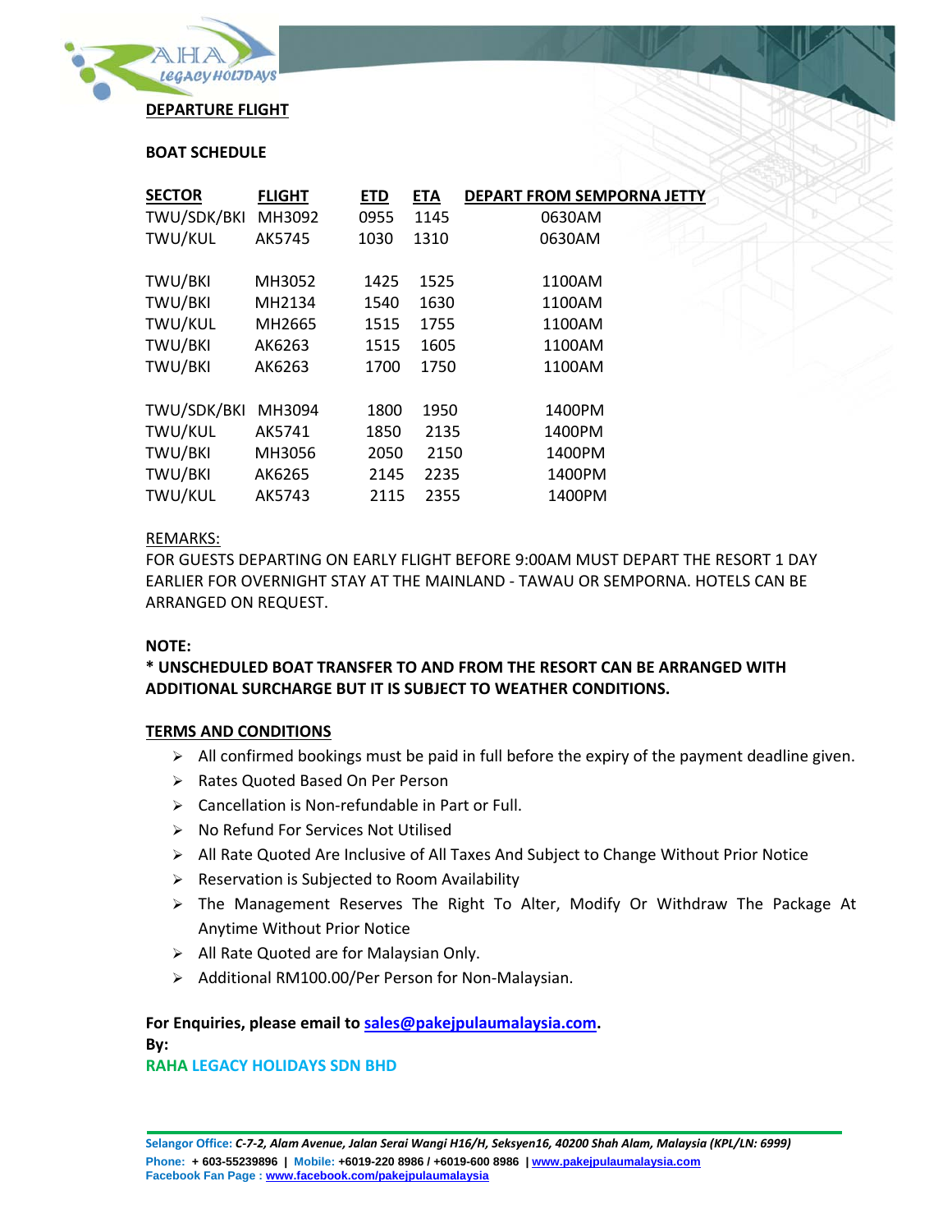**DEPARTURE FLIGHT**

**BOAT SCHEDULE**

| SECTOR | FLIGHT | ETD | ETA | DEPART FROM SEMPORNA JETTY |
|---|---|---|---|---|
| TWU/SDK/BKI | MH3092 | 0955 | 1145 | 0630AM |
| TWU/KUL | AK5745 | 1030 | 1310 | 0630AM |
| | | | | |
| TWU/BKI | MH3052 | 1425 | 1525 | 1100AM |
| TWU/BKI | MH2134 | 1540 | 1630 | 1100AM |
| TWU/KUL | MH2665 | 1515 | 1755 | 1100AM |
| TWU/BKI | AK6263 | 1515 | 1605 | 1100AM |
| TWU/BKI | AK6263 | 1700 | 1750 | 1100AM |
| | | | | |
| TWU/SDK/BKI | MH3094 | 1800 | 1950 | 1400PM |
| TWU/KUL | AK5741 | 1850 | 2135 | 1400PM |
| TWU/BKI | MH3056 | 2050 | 2150 | 1400PM |
| TWU/BKI | AK6265 | 2145 | 2235 | 1400PM |
| TWU/KUL | AK5743 | 2115 | 2355 | 1400PM |

REMARKS:

FOR GUESTS DEPARTING ON EARLY FLIGHT BEFORE 9:00AM MUST DEPART THE RESORT 1 DAY EARLIER FOR OVERNIGHT STAY AT THE MAINLAND - TAWAU OR SEMPORNA. HOTELS CAN BE ARRANGED ON REQUEST.

**NOTE:**

**\* UNSCHEDULED BOAT TRANSFER TO AND FROM THE RESORT CAN BE ARRANGED WITH ADDITIONAL SURCHARGE BUT IT IS SUBJECT TO WEATHER CONDITIONS.**

**TERMS AND CONDITIONS**

- All confirmed bookings must be paid in full before the expiry of the payment deadline given.
- Rates Quoted Based On Per Person
- Cancellation is Non-refundable in Part or Full.
- No Refund For Services Not Utilised
- All Rate Quoted Are Inclusive of All Taxes And Subject to Change Without Prior Notice
- Reservation is Subjected to Room Availability
- The Management Reserves The Right To Alter, Modify Or Withdraw The Package At Anytime Without Prior Notice
- All Rate Quoted are for Malaysian Only.
- Additional RM100.00/Per Person for Non-Malaysian.

**For Enquiries, please email to sales@pakejpulaumalaysia.com.**

**By:**

**RAHA LEGACY HOLIDAYS SDN BHD**

**Selangor Office:** *C-7-2, Alam Avenue, Jalan Serai Wangi H16/H, Seksyen16, 40200 Shah Alam, Malaysia (KPL/LN: 6999)*

**Phone:** + 603-55239896 | **Mobile:** +6019-220 8986 / +6019-600 8986 | www.pakejpulaumalaysia.com

**Facebook Fan Page :** www.facebook.com/pakejpulaumalaysia